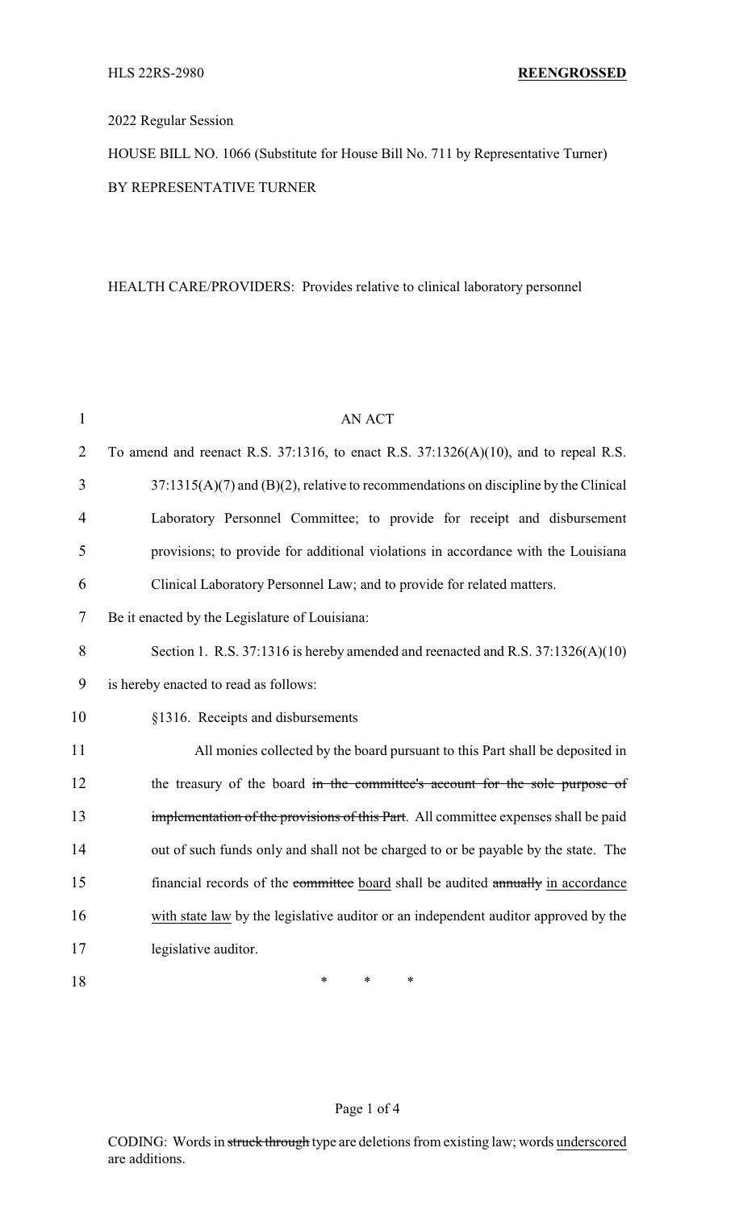HLS 22RS-2980 **REENGROSSED**

2022 Regular Session

HOUSE BILL NO. 1066 (Substitute for House Bill No. 711 by Representative Turner)

BY REPRESENTATIVE TURNER

HEALTH CARE/PROVIDERS: Provides relative to clinical laboratory personnel

AN ACT

To amend and reenact R.S. 37:1316, to enact R.S. 37:1326(A)(10), and to repeal R.S. 37:1315(A)(7) and (B)(2), relative to recommendations on discipline by the Clinical Laboratory Personnel Committee; to provide for receipt and disbursement provisions; to provide for additional violations in accordance with the Louisiana Clinical Laboratory Personnel Law; and to provide for related matters.

Be it enacted by the Legislature of Louisiana:

Section 1. R.S. 37:1316 is hereby amended and reenacted and R.S. 37:1326(A)(10) is hereby enacted to read as follows:

§1316. Receipts and disbursements

All monies collected by the board pursuant to this Part shall be deposited in the treasury of the board ~~in the committee's account for the sole purpose of implementation of the provisions of this Part~~. All committee expenses shall be paid out of such funds only and shall not be charged to or be payable by the state. The financial records of the ~~committee~~ <u>board</u> shall be audited ~~annually~~ <u>in accordance with state law</u> by the legislative auditor or an independent auditor approved by the legislative auditor.

\* \* \*

CODING: Words in ~~struck through~~ type are deletions from existing law; words <u>underscored</u> are additions.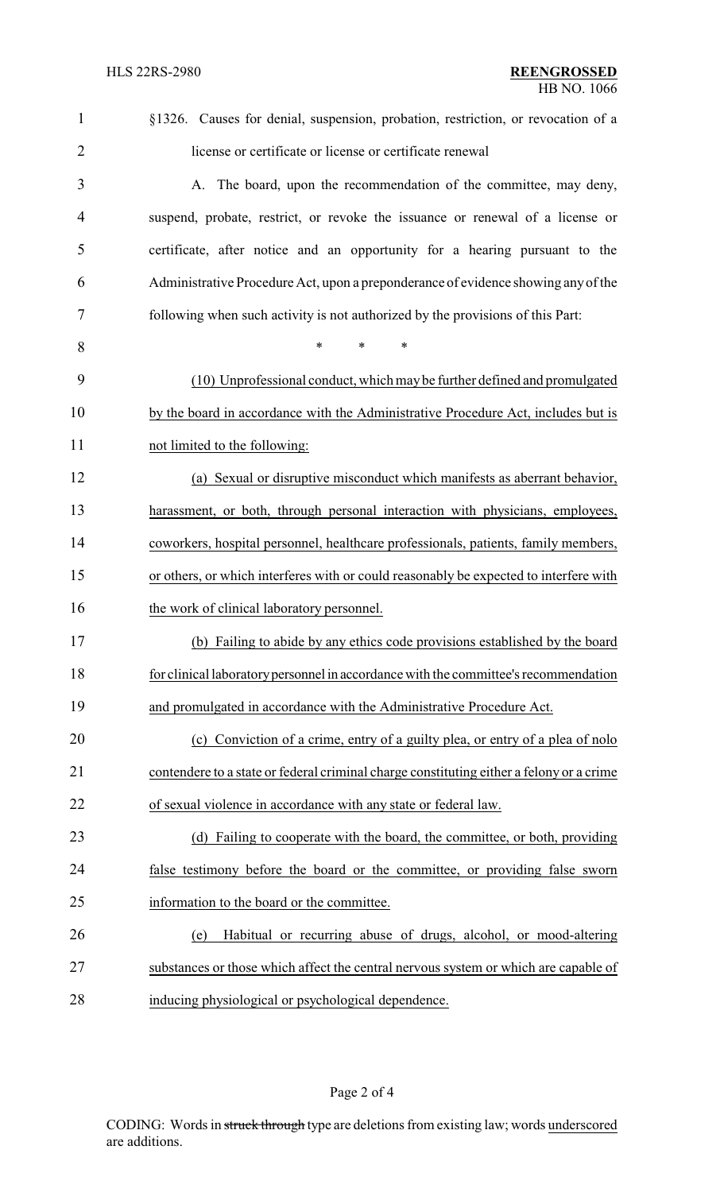§1326. Causes for denial, suspension, probation, restriction, or revocation of a license or certificate or license or certificate renewal

A. The board, upon the recommendation of the committee, may deny, suspend, probate, restrict, or revoke the issuance or renewal of a license or certificate, after notice and an opportunity for a hearing pursuant to the Administrative Procedure Act, upon a preponderance of evidence showing any of the following when such activity is not authorized by the provisions of this Part:

\* \* \*

(10) Unprofessional conduct, which may be further defined and promulgated by the board in accordance with the Administrative Procedure Act, includes but is not limited to the following:

(a) Sexual or disruptive misconduct which manifests as aberrant behavior, harassment, or both, through personal interaction with physicians, employees, coworkers, hospital personnel, healthcare professionals, patients, family members, or others, or which interferes with or could reasonably be expected to interfere with the work of clinical laboratory personnel.

(b) Failing to abide by any ethics code provisions established by the board for clinical laboratory personnel in accordance with the committee's recommendation and promulgated in accordance with the Administrative Procedure Act.

(c) Conviction of a crime, entry of a guilty plea, or entry of a plea of nolo contendere to a state or federal criminal charge constituting either a felony or a crime of sexual violence in accordance with any state or federal law.

(d) Failing to cooperate with the board, the committee, or both, providing false testimony before the board or the committee, or providing false sworn information to the board or the committee.

(e) Habitual or recurring abuse of drugs, alcohol, or mood-altering substances or those which affect the central nervous system or which are capable of inducing physiological or psychological dependence.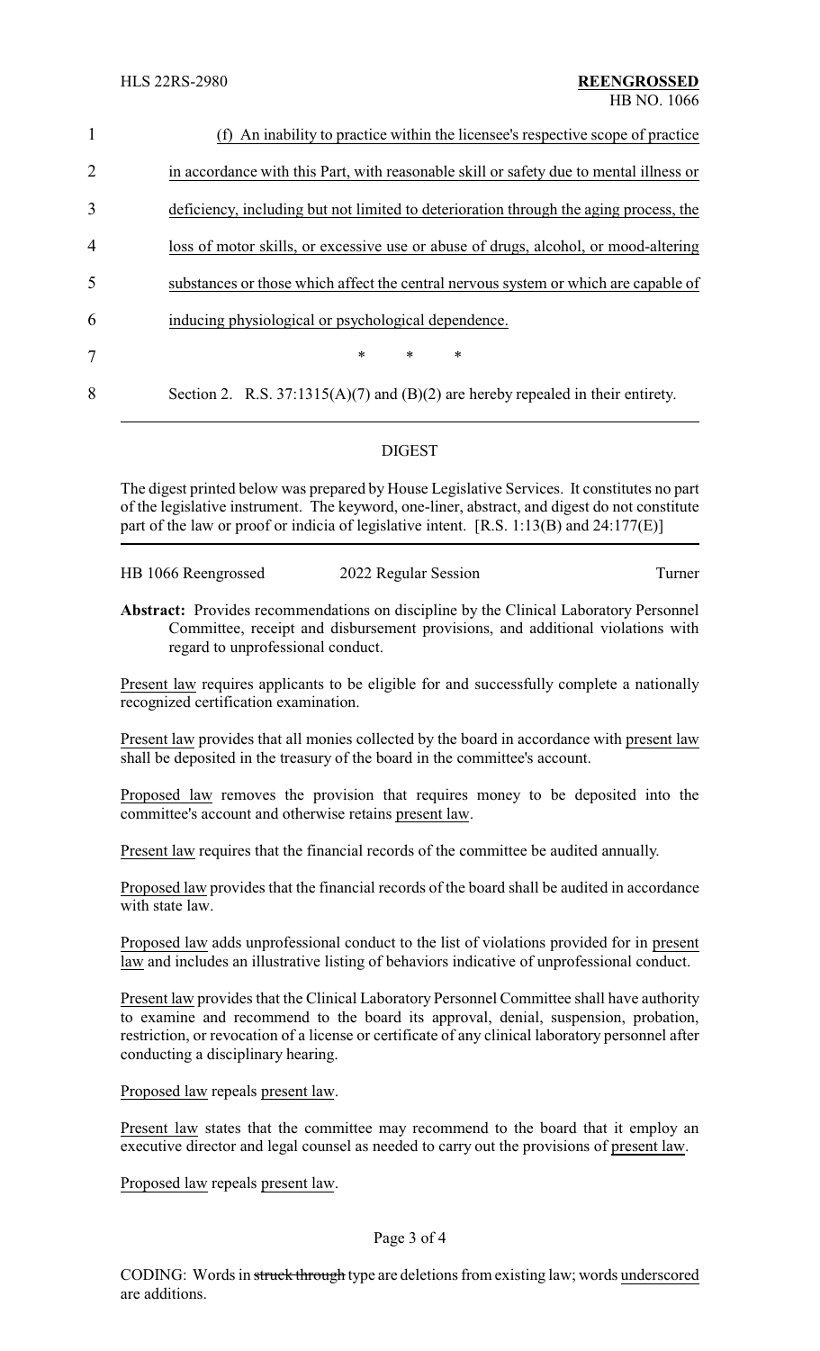(f) An inability to practice within the licensee's respective scope of practice in accordance with this Part, with reasonable skill or safety due to mental illness or deficiency, including but not limited to deterioration through the aging process, the loss of motor skills, or excessive use or abuse of drugs, alcohol, or mood-altering substances or those which affect the central nervous system or which are capable of inducing physiological or psychological dependence.

\* \* \*

Section 2. R.S. 37:1315(A)(7) and (B)(2) are hereby repealed in their entirety.

## DIGEST

The digest printed below was prepared by House Legislative Services. It constitutes no part of the legislative instrument. The keyword, one-liner, abstract, and digest do not constitute part of the law or proof or indicia of legislative intent. [R.S. 1:13(B) and 24:177(E)]

HB 1066 Reengrossed — 2022 Regular Session — Turner

**Abstract:** Provides recommendations on discipline by the Clinical Laboratory Personnel Committee, receipt and disbursement provisions, and additional violations with regard to unprofessional conduct.

Present law requires applicants to be eligible for and successfully complete a nationally recognized certification examination.

Present law provides that all monies collected by the board in accordance with present law shall be deposited in the treasury of the board in the committee's account.

Proposed law removes the provision that requires money to be deposited into the committee's account and otherwise retains present law.

Present law requires that the financial records of the committee be audited annually.

Proposed law provides that the financial records of the board shall be audited in accordance with state law.

Proposed law adds unprofessional conduct to the list of violations provided for in present law and includes an illustrative listing of behaviors indicative of unprofessional conduct.

Present law provides that the Clinical Laboratory Personnel Committee shall have authority to examine and recommend to the board its approval, denial, suspension, probation, restriction, or revocation of a license or certificate of any clinical laboratory personnel after conducting a disciplinary hearing.

Proposed law repeals present law.

Present law states that the committee may recommend to the board that it employ an executive director and legal counsel as needed to carry out the provisions of present law.

Proposed law repeals present law.

CODING: Words in ~~struck through~~ type are deletions from existing law; words underscored are additions.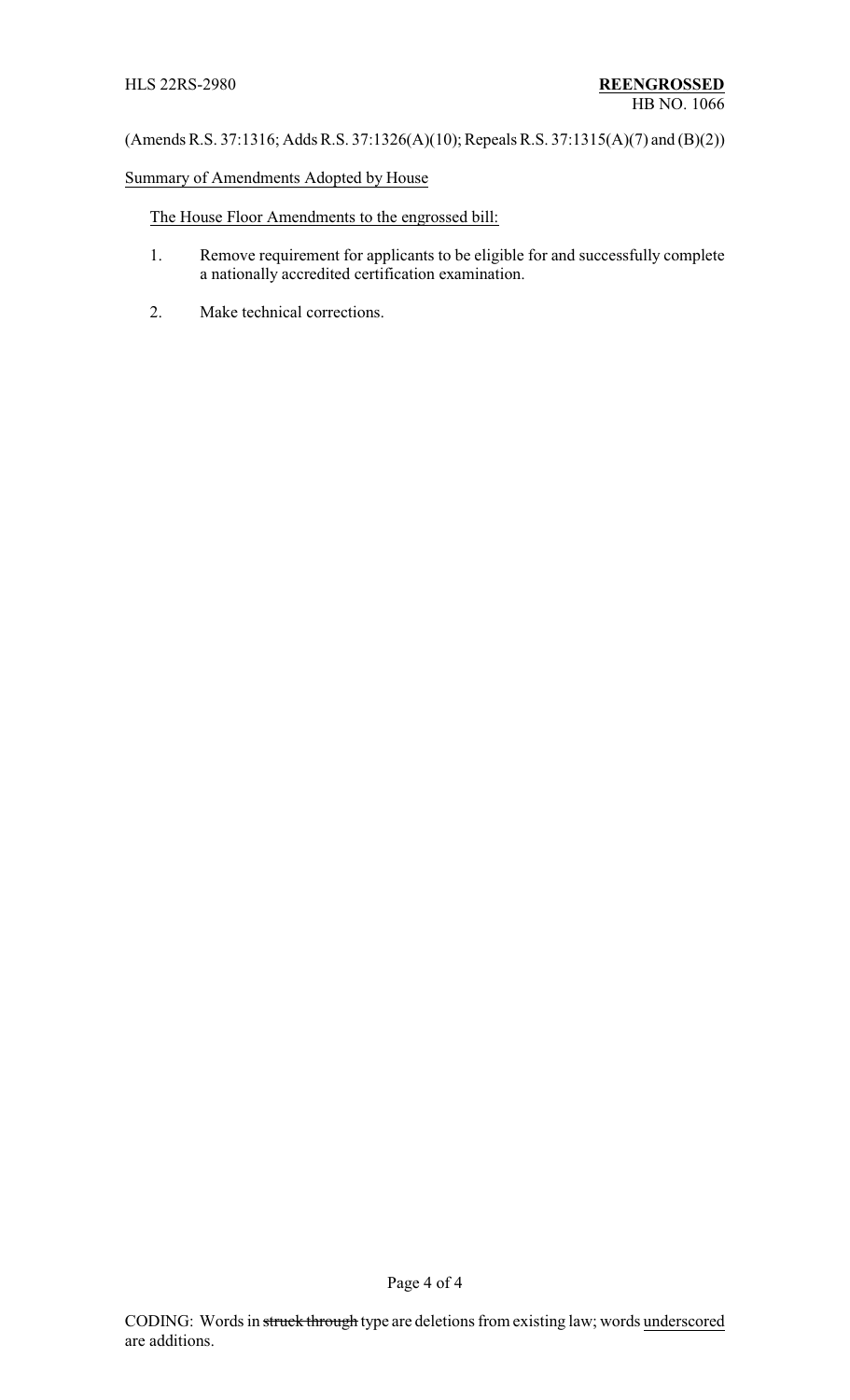(Amends R.S. 37:1316; Adds R.S. 37:1326(A)(10); Repeals R.S. 37:1315(A)(7) and (B)(2))

Summary of Amendments Adopted by House

The House Floor Amendments to the engrossed bill:

1. Remove requirement for applicants to be eligible for and successfully complete a nationally accredited certification examination.

2. Make technical corrections.

CODING: Words in ~~struck through~~ type are deletions from existing law; words underscored are additions.